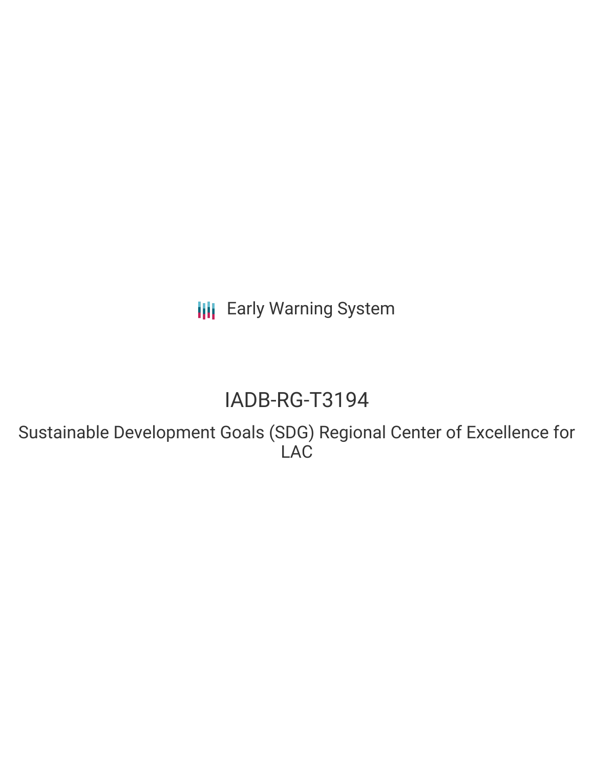Early Warning System

# IADB-RG-T3194

## Sustainable Development Goals (SDG) Regional Center of Excellence for LAC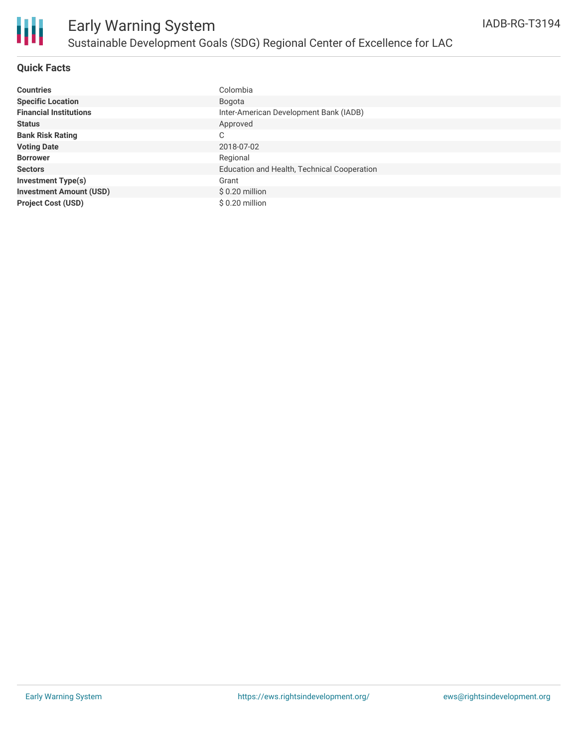# Early Warning System

## Sustainable Development Goals (SDG) Regional Center of Excellence for LAC

IADB-RG-T3194

### Quick Facts

| | |
|---|---|
| **Countries** | Colombia |
| **Specific Location** | Bogota |
| **Financial Institutions** | Inter-American Development Bank (IADB) |
| **Status** | Approved |
| **Bank Risk Rating** | C |
| **Voting Date** | 2018-07-02 |
| **Borrower** | Regional |
| **Sectors** | Education and Health, Technical Cooperation |
| **Investment Type(s)** | Grant |
| **Investment Amount (USD)** | $ 0.20 million |
| **Project Cost (USD)** | $ 0.20 million |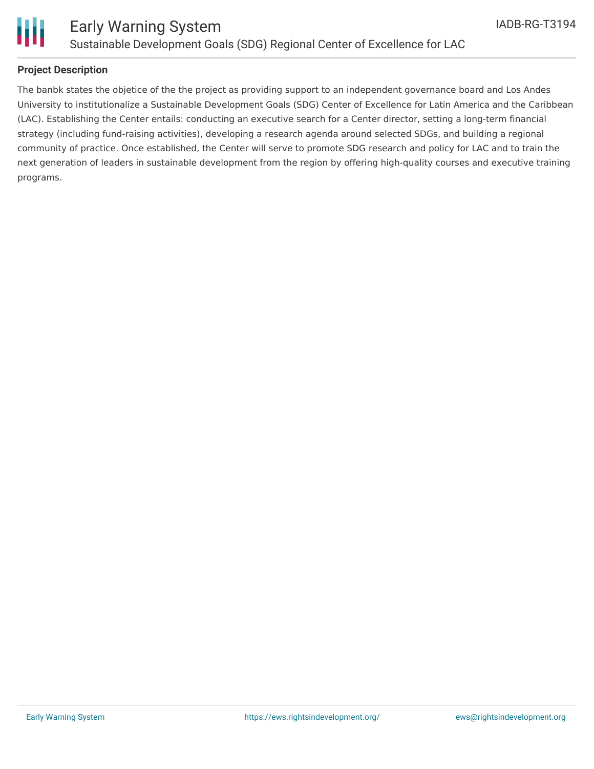**Project Description**

The banbk states the objetice of the the project as providing support to an independent governance board and Los Andes University to institutionalize a Sustainable Development Goals (SDG) Center of Excellence for Latin America and the Caribbean (LAC). Establishing the Center entails: conducting an executive search for a Center director, setting a long-term financial strategy (including fund-raising activities), developing a research agenda around selected SDGs, and building a regional community of practice. Once established, the Center will serve to promote SDG research and policy for LAC and to train the next generation of leaders in sustainable development from the region by offering high-quality courses and executive training programs.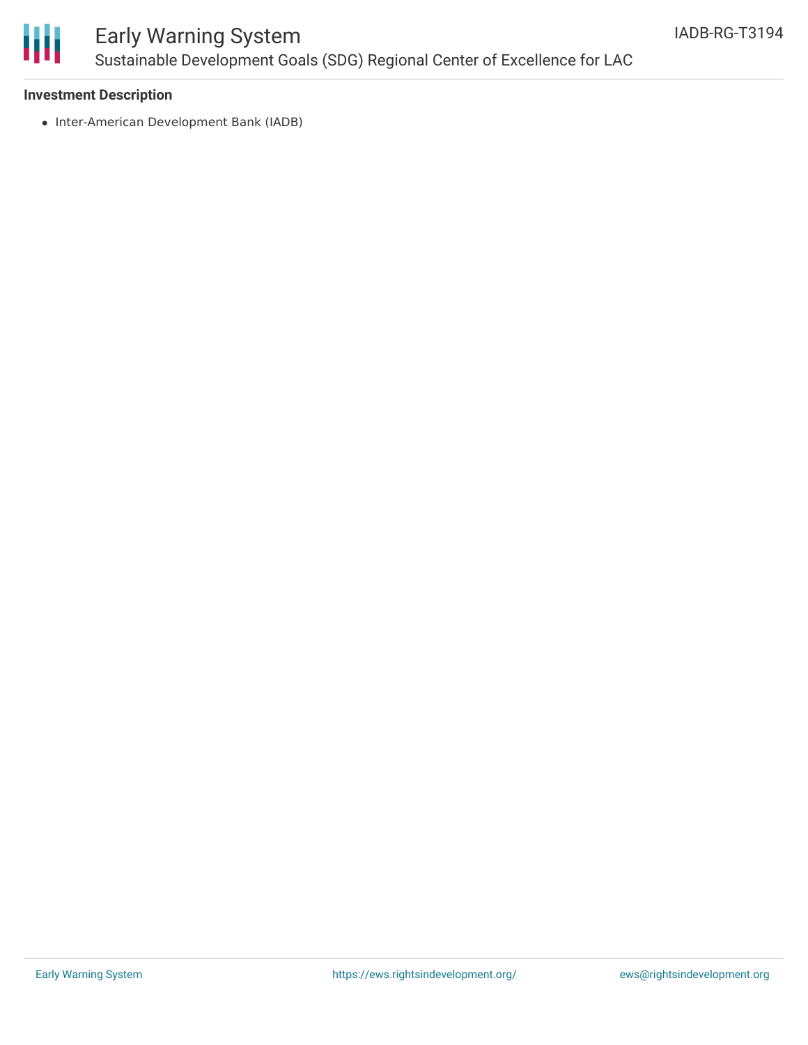### Investment Description

- Inter-American Development Bank (IADB)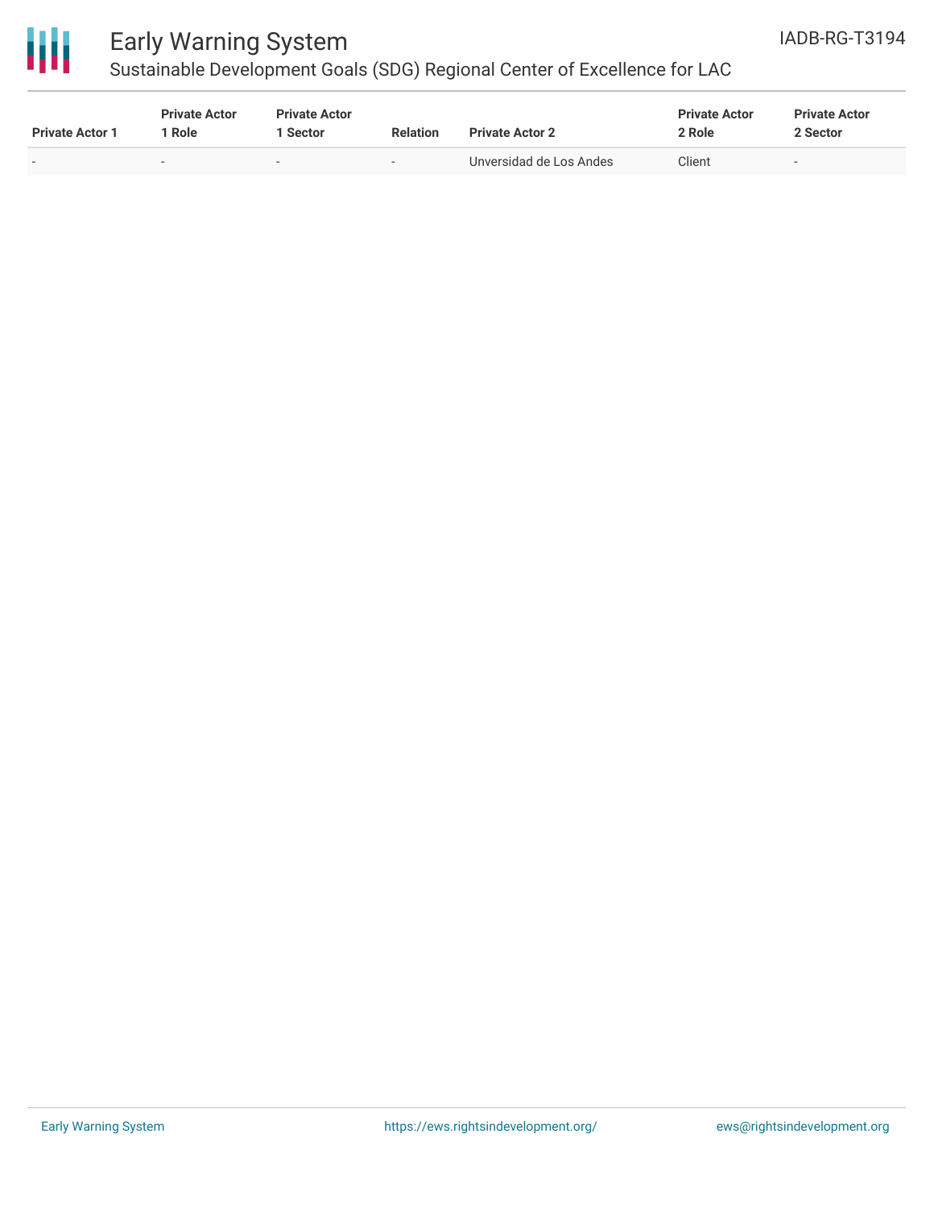| Private Actor 1 | Private Actor 1 Role | Private Actor 1 Sector | Relation | Private Actor 2 | Private Actor 2 Role | Private Actor 2 Sector |
|---|---|---|---|---|---|---|
| - | - | - | - | Unversidad de Los Andes | Client | - |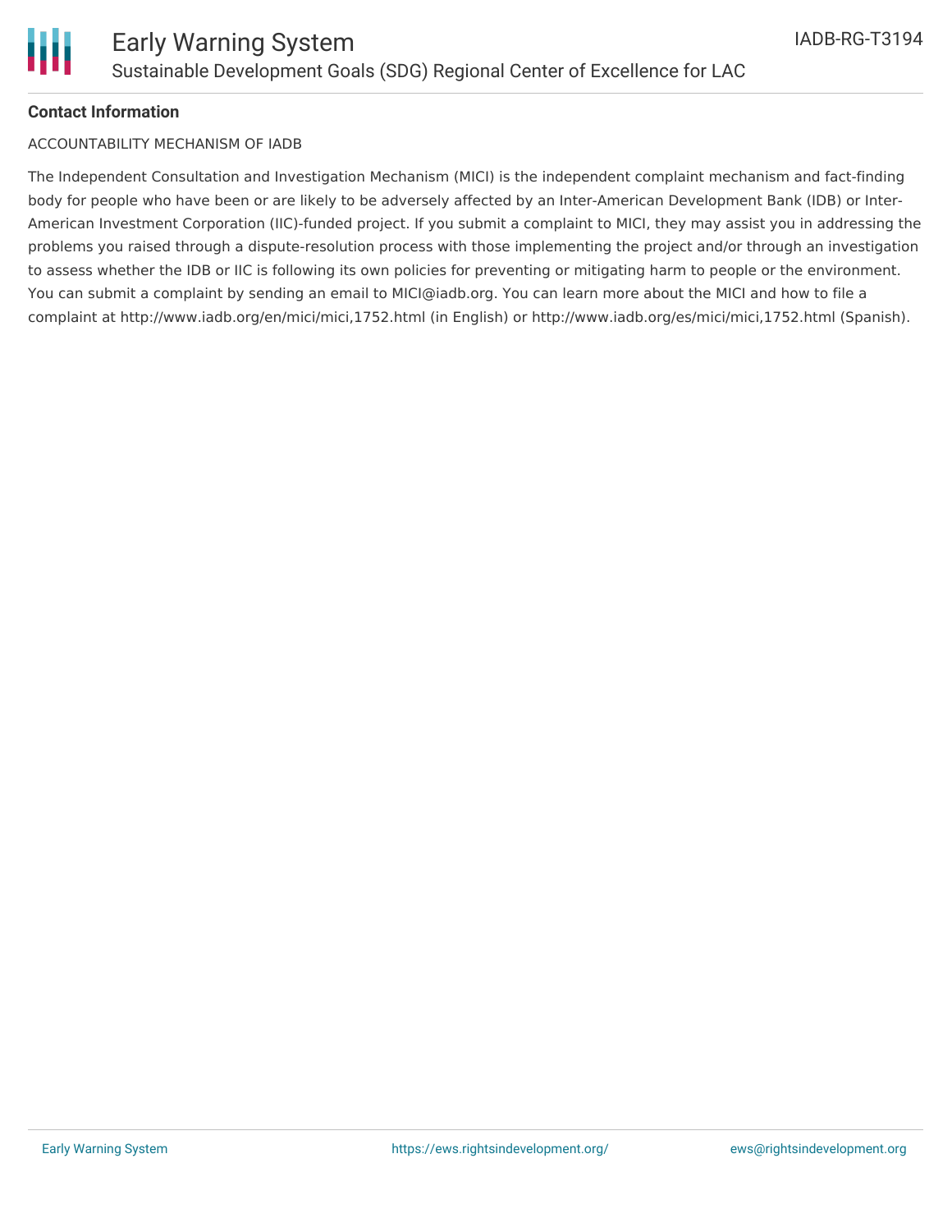**Contact Information**

ACCOUNTABILITY MECHANISM OF IADB

The Independent Consultation and Investigation Mechanism (MICI) is the independent complaint mechanism and fact-finding body for people who have been or are likely to be adversely affected by an Inter-American Development Bank (IDB) or Inter-American Investment Corporation (IIC)-funded project. If you submit a complaint to MICI, they may assist you in addressing the problems you raised through a dispute-resolution process with those implementing the project and/or through an investigation to assess whether the IDB or IIC is following its own policies for preventing or mitigating harm to people or the environment. You can submit a complaint by sending an email to MICI@iadb.org. You can learn more about the MICI and how to file a complaint at http://www.iadb.org/en/mici/mici,1752.html (in English) or http://www.iadb.org/es/mici/mici,1752.html (Spanish).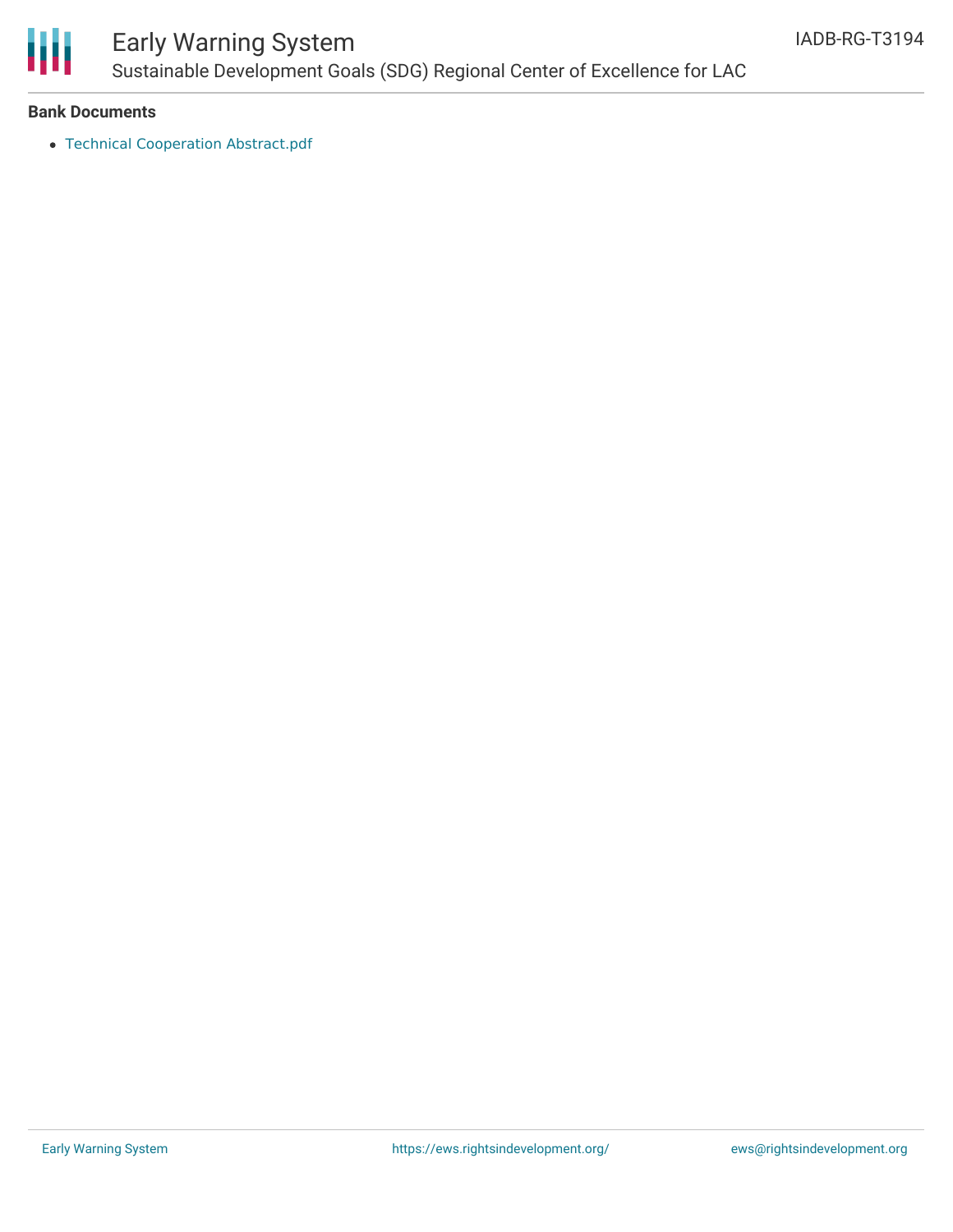**Bank Documents**

- Technical Cooperation Abstract.pdf